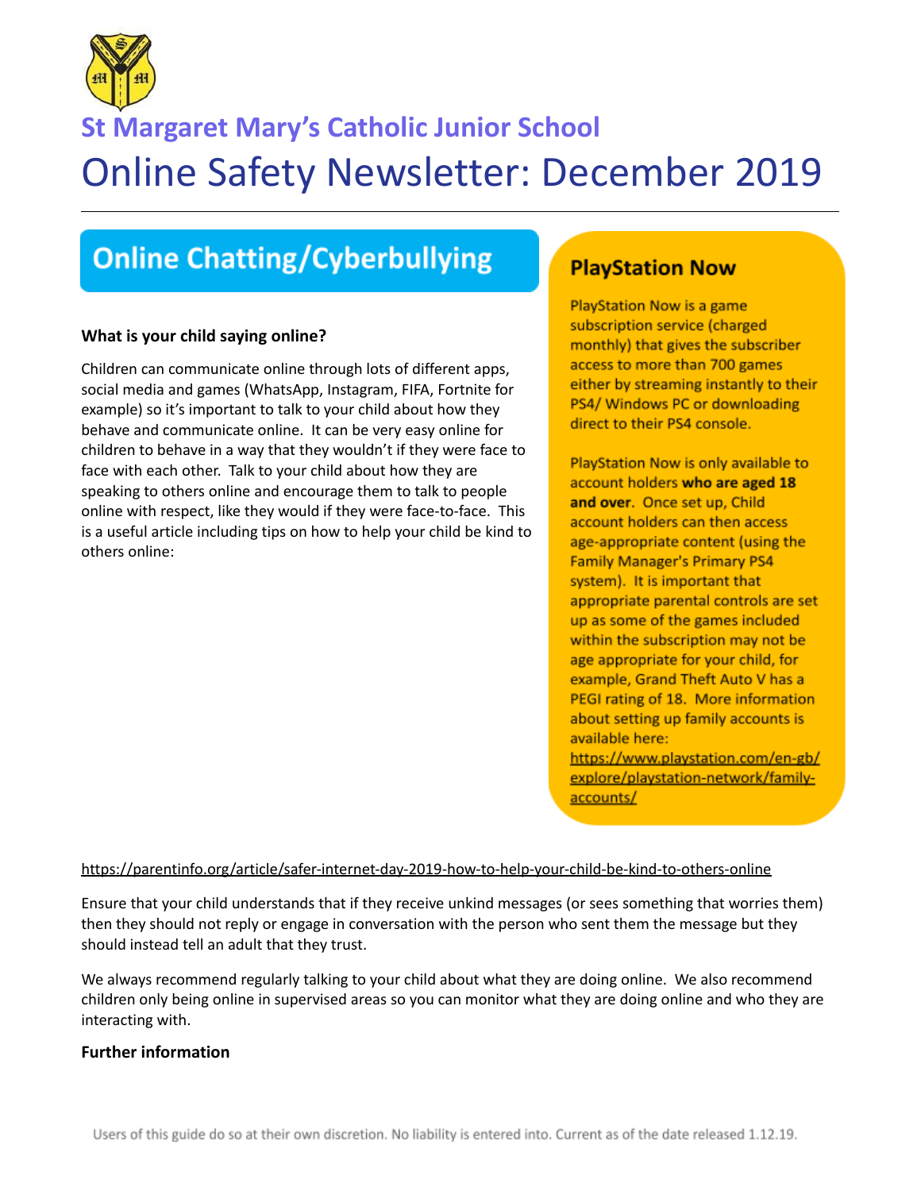## St Margaret Mary's Catholic Junior School

# Online Safety Newsletter: December 2019

## Online Chatting/Cyberbullying

**What is your child saying online?**

Children can communicate online through lots of different apps, social media and games (WhatsApp, Instagram, FIFA, Fortnite for example) so it's important to talk to your child about how they behave and communicate online. It can be very easy online for children to behave in a way that they wouldn't if they were face to face with each other. Talk to your child about how they are speaking to others online and encourage them to talk to people online with respect, like they would if they were face-to-face. This is a useful article including tips on how to help your child be kind to others online:

https://parentinfo.org/article/safer-internet-day-2019-how-to-help-your-child-be-kind-to-others-online

Ensure that your child understands that if they receive unkind messages (or sees something that worries them) then they should not reply or engage in conversation with the person who sent them the message but they should instead tell an adult that they trust.

We always recommend regularly talking to your child about what they are doing online. We also recommend children only being online in supervised areas so you can monitor what they are doing online and who they are interacting with.

**Further information**

## PlayStation Now

PlayStation Now is a game subscription service (charged monthly) that gives the subscriber access to more than 700 games either by streaming instantly to their PS4/ Windows PC or downloading direct to their PS4 console.

PlayStation Now is only available to account holders **who are aged 18 and over**. Once set up, Child account holders can then access age-appropriate content (using the Family Manager's Primary PS4 system). It is important that appropriate parental controls are set up as some of the games included within the subscription may not be age appropriate for your child, for example, Grand Theft Auto V has a PEGI rating of 18. More information about setting up family accounts is available here: https://www.playstation.com/en-gb/explore/playstation-network/family-accounts/

Users of this guide do so at their own discretion. No liability is entered into. Current as of the date released 1.12.19.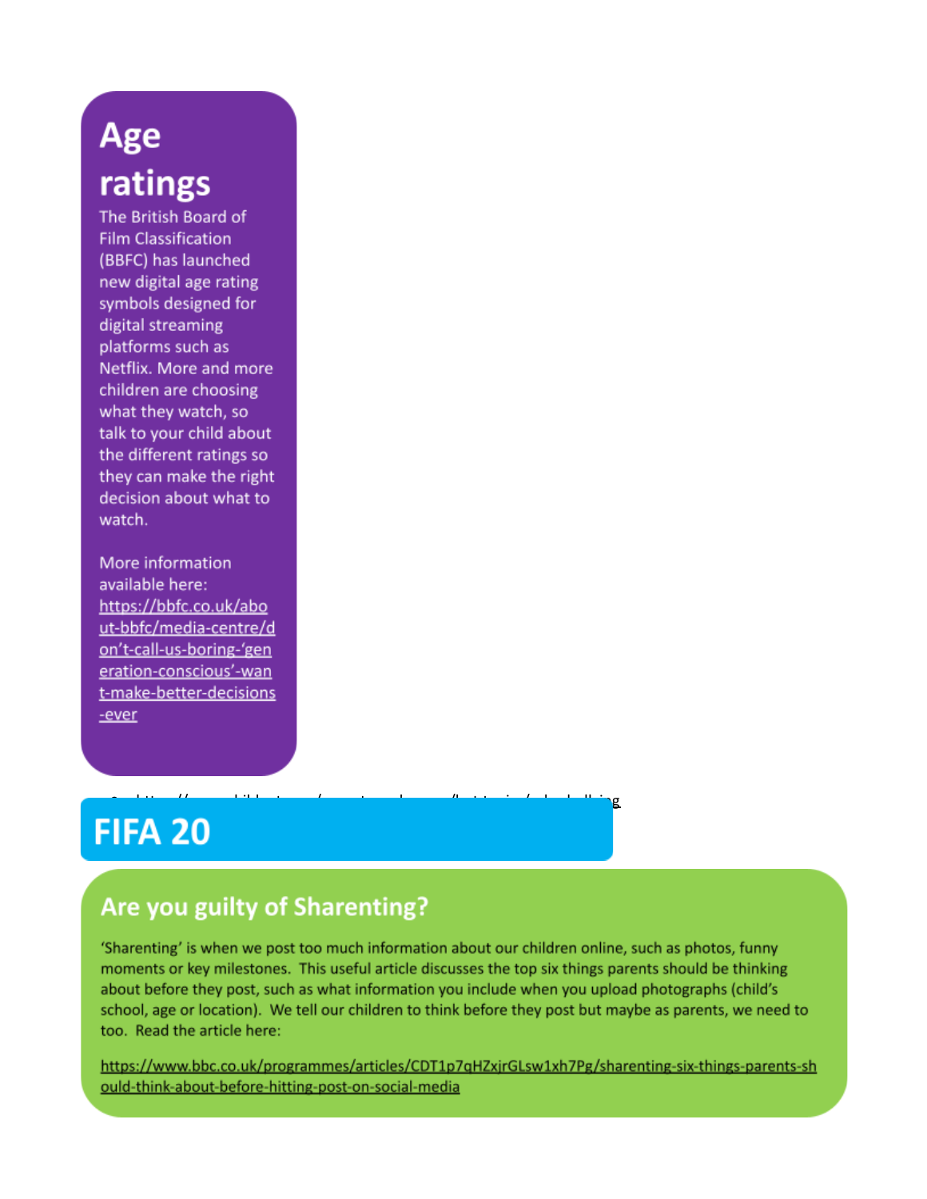## Age ratings

The British Board of Film Classification (BBFC) has launched new digital age rating symbols designed for digital streaming platforms such as Netflix. More and more children are choosing what they watch, so talk to your child about the different ratings so they can make the right decision about what to watch.

More information available here: https://bbfc.co.uk/about-bbfc/media-centre/don't-call-us-boring-'generation-conscious'-want-make-better-decisions-ever

## FIFA 20

## Are you guilty of Sharenting?

'Sharenting' is when we post too much information about our children online, such as photos, funny moments or key milestones. This useful article discusses the top six things parents should be thinking about before they post, such as what information you include when you upload photographs (child's school, age or location). We tell our children to think before they post but maybe as parents, we need to too. Read the article here:

https://www.bbc.co.uk/programmes/articles/CDT1p7qHZxjrGLsw1xh7Pg/sharenting-six-things-parents-should-think-about-before-hitting-post-on-social-media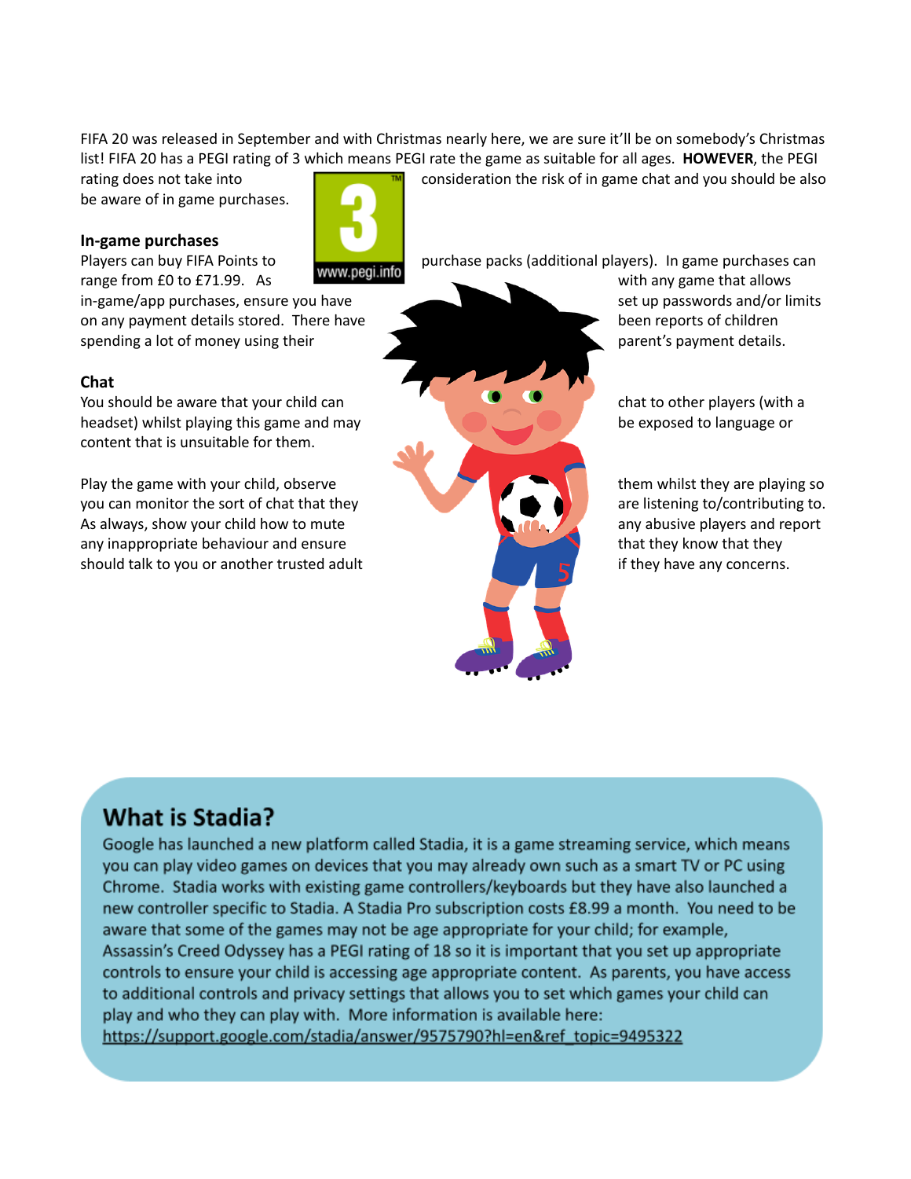FIFA 20 was released in September and with Christmas nearly here, we are sure it'll be on somebody's Christmas list! FIFA 20 has a PEGI rating of 3 which means PEGI rate the game as suitable for all ages. **HOWEVER**, the PEGI rating does not take into consideration the risk of in game chat and you should be also be aware of in game purchases.

**In-game purchases**

Players can buy FIFA Points to purchase packs (additional players). In game purchases can range from £0 to £71.99. As with any game that allows in-game/app purchases, ensure you have set up passwords and/or limits on any payment details stored. There have been reports of children spending a lot of money using their parent's payment details.

**Chat**

You should be aware that your child can chat to other players (with a headset) whilst playing this game and may be exposed to language or content that is unsuitable for them.

Play the game with your child, observe them whilst they are playing so you can monitor the sort of chat that they are listening to/contributing to. As always, show your child how to mute any abusive players and report any inappropriate behaviour and ensure that they know that they should talk to you or another trusted adult if they have any concerns.

## What is Stadia?

Google has launched a new platform called Stadia, it is a game streaming service, which means you can play video games on devices that you may already own such as a smart TV or PC using Chrome. Stadia works with existing game controllers/keyboards but they have also launched a new controller specific to Stadia. A Stadia Pro subscription costs £8.99 a month. You need to be aware that some of the games may not be age appropriate for your child; for example, Assassin's Creed Odyssey has a PEGI rating of 18 so it is important that you set up appropriate controls to ensure your child is accessing age appropriate content. As parents, you have access to additional controls and privacy settings that allows you to set which games your child can play and who they can play with. More information is available here: https://support.google.com/stadia/answer/9575790?hl=en&ref_topic=9495322